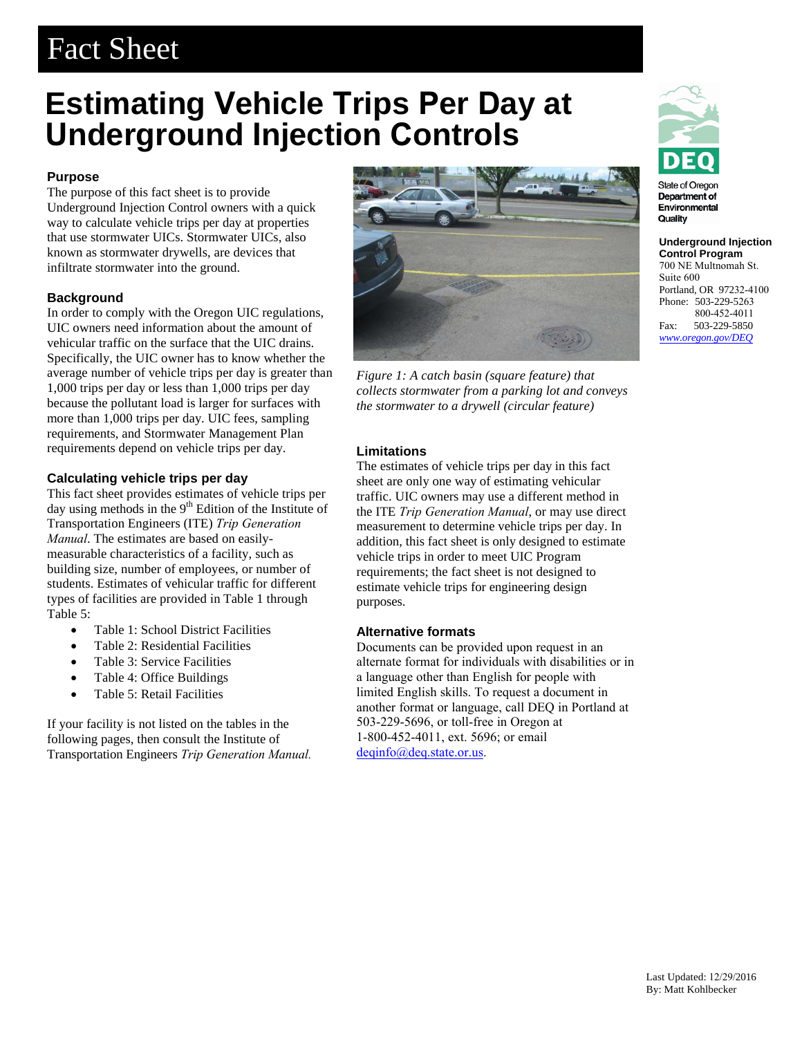# Fact Sheet

# Estimating Vehicle Trips Per Day at Underground Injection Controls

State of Oregon Department of Environmental Quality

**Underground Injection Control Program**
700 NE Multnomah St.
Suite 600
Portland, OR 97232-4100
Phone: 503-229-5263
800-452-4011
Fax: 503-229-5850
*www.oregon.gov/DEQ*

### Purpose

The purpose of this fact sheet is to provide Underground Injection Control owners with a quick way to calculate vehicle trips per day at properties that use stormwater UICs. Stormwater UICs, also known as stormwater drywells, are devices that infiltrate stormwater into the ground.

### Background

In order to comply with the Oregon UIC regulations, UIC owners need information about the amount of vehicular traffic on the surface that the UIC drains. Specifically, the UIC owner has to know whether the average number of vehicle trips per day is greater than 1,000 trips per day or less than 1,000 trips per day because the pollutant load is larger for surfaces with more than 1,000 trips per day. UIC fees, sampling requirements, and Stormwater Management Plan requirements depend on vehicle trips per day.

### Calculating vehicle trips per day

This fact sheet provides estimates of vehicle trips per day using methods in the 9th Edition of the Institute of Transportation Engineers (ITE) *Trip Generation Manual.* The estimates are based on easily-measurable characteristics of a facility, such as building size, number of employees, or number of students. Estimates of vehicular traffic for different types of facilities are provided in Table 1 through Table 5:

- Table 1: School District Facilities
- Table 2: Residential Facilities
- Table 3: Service Facilities
- Table 4: Office Buildings
- Table 5: Retail Facilities

If your facility is not listed on the tables in the following pages, then consult the Institute of Transportation Engineers *Trip Generation Manual.*

*Figure 1: A catch basin (square feature) that collects stormwater from a parking lot and conveys the stormwater to a drywell (circular feature)*

### Limitations

The estimates of vehicle trips per day in this fact sheet are only one way of estimating vehicular traffic. UIC owners may use a different method in the ITE *Trip Generation Manual*, or may use direct measurement to determine vehicle trips per day. In addition, this fact sheet is only designed to estimate vehicle trips in order to meet UIC Program requirements; the fact sheet is not designed to estimate vehicle trips for engineering design purposes.

### Alternative formats

Documents can be provided upon request in an alternate format for individuals with disabilities or in a language other than English for people with limited English skills. To request a document in another format or language, call DEQ in Portland at 503-229-5696, or toll-free in Oregon at 1-800-452-4011, ext. 5696; or email deqinfo@deq.state.or.us.

Last Updated: 12/29/2016
By: Matt Kohlbecker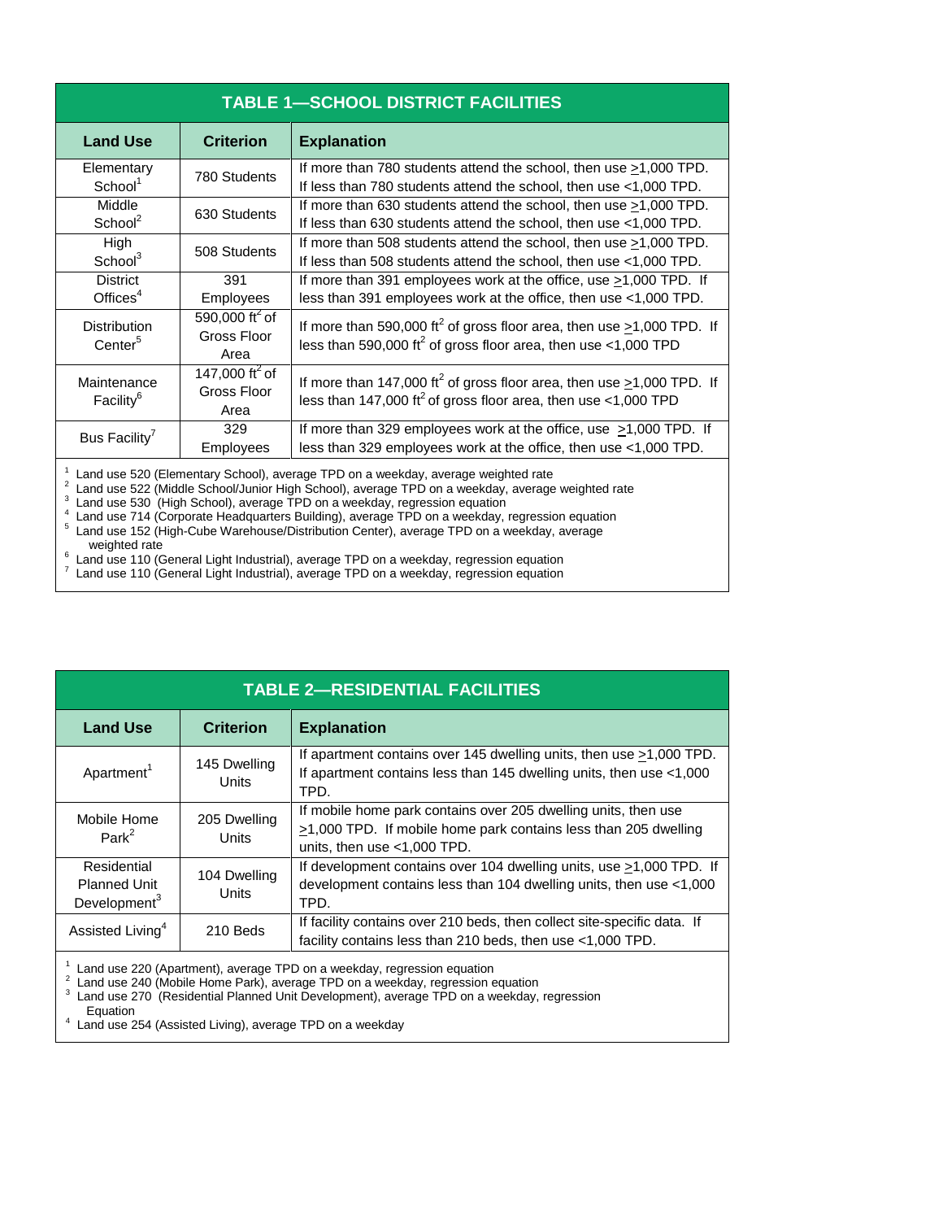| TABLE 1—SCHOOL DISTRICT FACILITIES | | |
|---|---|---|
| **Land Use** | **Criterion** | **Explanation** |
| Elementary School[1] | 780 Students | If more than 780 students attend the school, then use ≥1,000 TPD. If less than 780 students attend the school, then use <1,000 TPD. |
| Middle School[2] | 630 Students | If more than 630 students attend the school, then use ≥1,000 TPD. If less than 630 students attend the school, then use <1,000 TPD. |
| High School[3] | 508 Students | If more than 508 students attend the school, then use ≥1,000 TPD. If less than 508 students attend the school, then use <1,000 TPD. |
| District Offices[4] | 391 Employees | If more than 391 employees work at the office, use ≥1,000 TPD. If less than 391 employees work at the office, then use <1,000 TPD. |
| Distribution Center[5] | 590,000 $ft^2$ of Gross Floor Area | If more than 590,000 $ft^2$ of gross floor area, then use ≥1,000 TPD. If less than 590,000 $ft^2$ of gross floor area, then use <1,000 TPD |
| Maintenance Facility[6] | 147,000 $ft^2$ of Gross Floor Area | If more than 147,000 $ft^2$ of gross floor area, then use ≥1,000 TPD. If less than 147,000 $ft^2$ of gross floor area, then use <1,000 TPD |
| Bus Facility[7] | 329 Employees | If more than 329 employees work at the office, use ≥1,000 TPD. If less than 329 employees work at the office, then use <1,000 TPD. |

[1] Land use 520 (Elementary School), average TPD on a weekday, average weighted rate
[2] Land use 522 (Middle School/Junior High School), average TPD on a weekday, average weighted rate
[3] Land use 530 (High School), average TPD on a weekday, regression equation
[4] Land use 714 (Corporate Headquarters Building), average TPD on a weekday, regression equation
[5] Land use 152 (High-Cube Warehouse/Distribution Center), average TPD on a weekday, average weighted rate
[6] Land use 110 (General Light Industrial), average TPD on a weekday, regression equation
[7] Land use 110 (General Light Industrial), average TPD on a weekday, regression equation

| TABLE 2—RESIDENTIAL FACILITIES | | |
|---|---|---|
| **Land Use** | **Criterion** | **Explanation** |
| Apartment[1] | 145 Dwelling Units | If apartment contains over 145 dwelling units, then use ≥1,000 TPD. If apartment contains less than 145 dwelling units, then use <1,000 TPD. |
| Mobile Home Park[2] | 205 Dwelling Units | If mobile home park contains over 205 dwelling units, then use ≥1,000 TPD. If mobile home park contains less than 205 dwelling units, then use <1,000 TPD. |
| Residential Planned Unit Development[3] | 104 Dwelling Units | If development contains over 104 dwelling units, use ≥1,000 TPD. If development contains less than 104 dwelling units, then use <1,000 TPD. |
| Assisted Living[4] | 210 Beds | If facility contains over 210 beds, then collect site-specific data. If facility contains less than 210 beds, then use <1,000 TPD. |

[1] Land use 220 (Apartment), average TPD on a weekday, regression equation
[2] Land use 240 (Mobile Home Park), average TPD on a weekday, regression equation
[3] Land use 270 (Residential Planned Unit Development), average TPD on a weekday, regression Equation
[4] Land use 254 (Assisted Living), average TPD on a weekday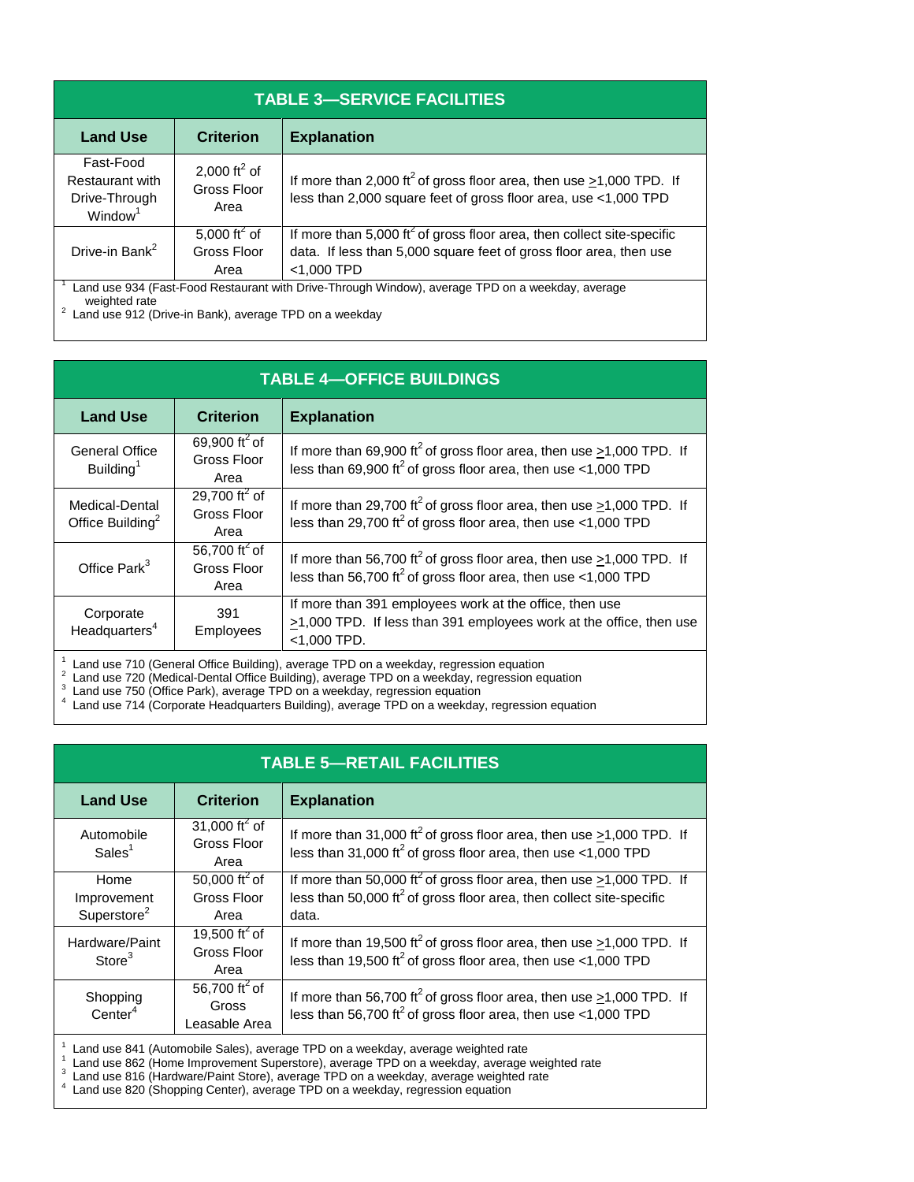| TABLE 3—SERVICE FACILITIES | | |
|---|---|---|
| **Land Use** | **Criterion** | **Explanation** |
| Fast-Food Restaurant with Drive-Through Window[1] | 2,000 $ft^2$ of Gross Floor Area | If more than 2,000 $ft^2$ of gross floor area, then use ≥1,000 TPD. If less than 2,000 square feet of gross floor area, use <1,000 TPD |
| Drive-in Bank[2] | 5,000 $ft^2$ of Gross Floor Area | If more than 5,000 $ft^2$ of gross floor area, then collect site-specific data. If less than 5,000 square feet of gross floor area, then use <1,000 TPD |

[1] Land use 934 (Fast-Food Restaurant with Drive-Through Window), average TPD on a weekday, average weighted rate
[2] Land use 912 (Drive-in Bank), average TPD on a weekday

| TABLE 4—OFFICE BUILDINGS | | |
|---|---|---|
| **Land Use** | **Criterion** | **Explanation** |
| General Office Building[1] | 69,900 $ft^2$ of Gross Floor Area | If more than 69,900 $ft^2$ of gross floor area, then use ≥1,000 TPD. If less than 69,900 $ft^2$ of gross floor area, then use <1,000 TPD |
| Medical-Dental Office Building[2] | 29,700 $ft^2$ of Gross Floor Area | If more than 29,700 $ft^2$ of gross floor area, then use ≥1,000 TPD. If less than 29,700 $ft^2$ of gross floor area, then use <1,000 TPD |
| Office Park[3] | 56,700 $ft^2$ of Gross Floor Area | If more than 56,700 $ft^2$ of gross floor area, then use ≥1,000 TPD. If less than 56,700 $ft^2$ of gross floor area, then use <1,000 TPD |
| Corporate Headquarters[4] | 391 Employees | If more than 391 employees work at the office, then use ≥1,000 TPD. If less than 391 employees work at the office, then use <1,000 TPD. |

[1] Land use 710 (General Office Building), average TPD on a weekday, regression equation
[2] Land use 720 (Medical-Dental Office Building), average TPD on a weekday, regression equation
[3] Land use 750 (Office Park), average TPD on a weekday, regression equation
[4] Land use 714 (Corporate Headquarters Building), average TPD on a weekday, regression equation

| TABLE 5—RETAIL FACILITIES | | |
|---|---|---|
| **Land Use** | **Criterion** | **Explanation** |
| Automobile Sales[1] | 31,000 $ft^2$ of Gross Floor Area | If more than 31,000 $ft^2$ of gross floor area, then use ≥1,000 TPD. If less than 31,000 $ft^2$ of gross floor area, then use <1,000 TPD |
| Home Improvement Superstore[2] | 50,000 $ft^2$ of Gross Floor Area | If more than 50,000 $ft^2$ of gross floor area, then use ≥1,000 TPD. If less than 50,000 $ft^2$ of gross floor area, then collect site-specific data. |
| Hardware/Paint Store[3] | 19,500 $ft^2$ of Gross Floor Area | If more than 19,500 $ft^2$ of gross floor area, then use ≥1,000 TPD. If less than 19,500 $ft^2$ of gross floor area, then use <1,000 TPD |
| Shopping Center[4] | 56,700 $ft^2$ of Gross Leasable Area | If more than 56,700 $ft^2$ of gross floor area, then use ≥1,000 TPD. If less than 56,700 $ft^2$ of gross floor area, then use <1,000 TPD |

[1] Land use 841 (Automobile Sales), average TPD on a weekday, average weighted rate
[1] Land use 862 (Home Improvement Superstore), average TPD on a weekday, average weighted rate
[3] Land use 816 (Hardware/Paint Store), average TPD on a weekday, average weighted rate
[4] Land use 820 (Shopping Center), average TPD on a weekday, regression equation